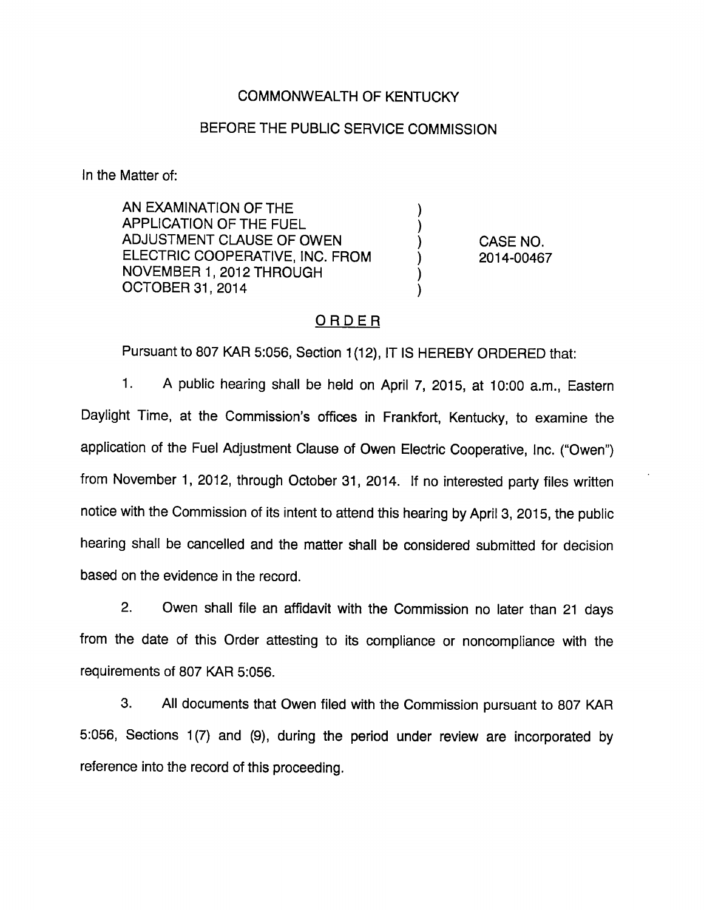COMMONWEALTH OF KENTUCKY

BEFORE THE PUBLIC SERVICE COMMISSION

In the Matter of:

| | | |
|---|---|---|
| AN EXAMINATION OF THE APPLICATION OF THE FUEL ADJUSTMENT CLAUSE OF OWEN ELECTRIC COOPERATIVE, INC. FROM NOVEMBER 1, 2012 THROUGH OCTOBER 31, 2014 | ) ) ) ) ) ) | CASE NO. 2014-00467 |

## ORDER

Pursuant to 807 KAR 5:056, Section 1(12), IT IS HEREBY ORDERED that:

1. A public hearing shall be held on April 7, 2015, at 10:00 a.m., Eastern Daylight Time, at the Commission's offices in Frankfort, Kentucky, to examine the application of the Fuel Adjustment Clause of Owen Electric Cooperative, Inc. ("Owen") from November 1, 2012, through October 31, 2014. If no interested party files written notice with the Commission of its intent to attend this hearing by April 3, 2015, the public hearing shall be cancelled and the matter shall be considered submitted for decision based on the evidence in the record.

2. Owen shall file an affidavit with the Commission no later than 21 days from the date of this Order attesting to its compliance or noncompliance with the requirements of 807 KAR 5:056.

3. All documents that Owen filed with the Commission pursuant to 807 KAR 5:056, Sections 1(7) and (9), during the period under review are incorporated by reference into the record of this proceeding.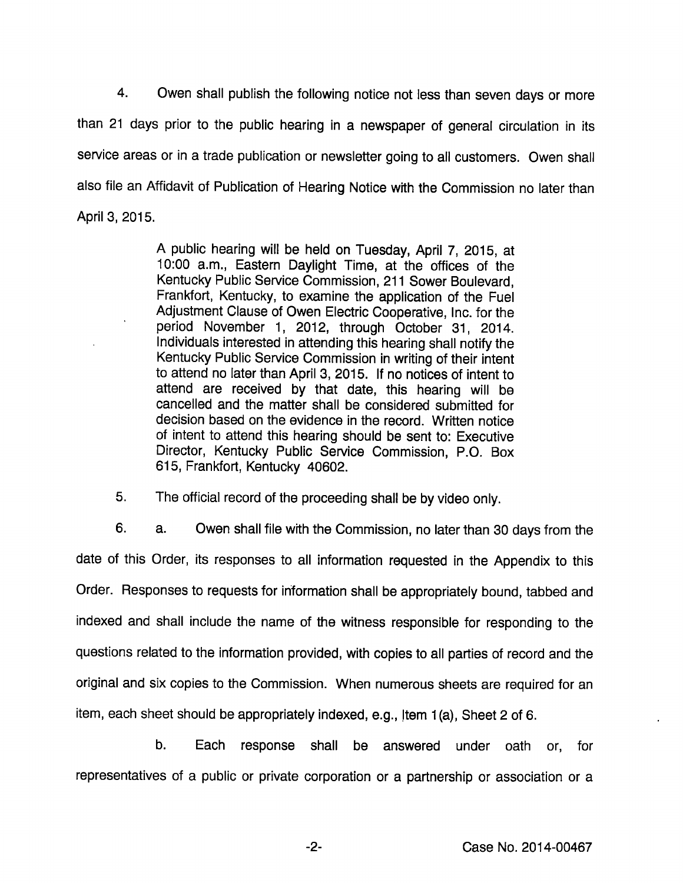4. Owen shall publish the following notice not less than seven days or more than 21 days prior to the public hearing in a newspaper of general circulation in its service areas or in a trade publication or newsletter going to all customers. Owen shall also file an Affidavit of Publication of Hearing Notice with the Commission no later than April 3, 2015.

> A public hearing will be held on Tuesday, April 7, 2015, at 10:00 a.m., Eastern Daylight Time, at the offices of the Kentucky Public Service Commission, 211 Sower Boulevard, Frankfort, Kentucky, to examine the application of the Fuel Adjustment Clause of Owen Electric Cooperative, Inc. for the period November 1, 2012, through October 31, 2014. Individuals interested in attending this hearing shall notify the Kentucky Public Service Commission in writing of their intent to attend no later than April 3, 2015. If no notices of intent to attend are received by that date, this hearing will be cancelled and the matter shall be considered submitted for decision based on the evidence in the record. Written notice of intent to attend this hearing should be sent to: Executive Director, Kentucky Public Service Commission, P.O. Box 615, Frankfort, Kentucky 40602.

5. The official record of the proceeding shall be by video only.

6. a. Owen shall file with the Commission, no later than 30 days from the date of this Order, its responses to all information requested in the Appendix to this Order. Responses to requests for information shall be appropriately bound, tabbed and indexed and shall include the name of the witness responsible for responding to the questions related to the information provided, with copies to all parties of record and the original and six copies to the Commission. When numerous sheets are required for an item, each sheet should be appropriately indexed, e.g., Item 1(a), Sheet 2 of 6.

b. Each response shall be answered under oath or, for representatives of a public or private corporation or a partnership or association or a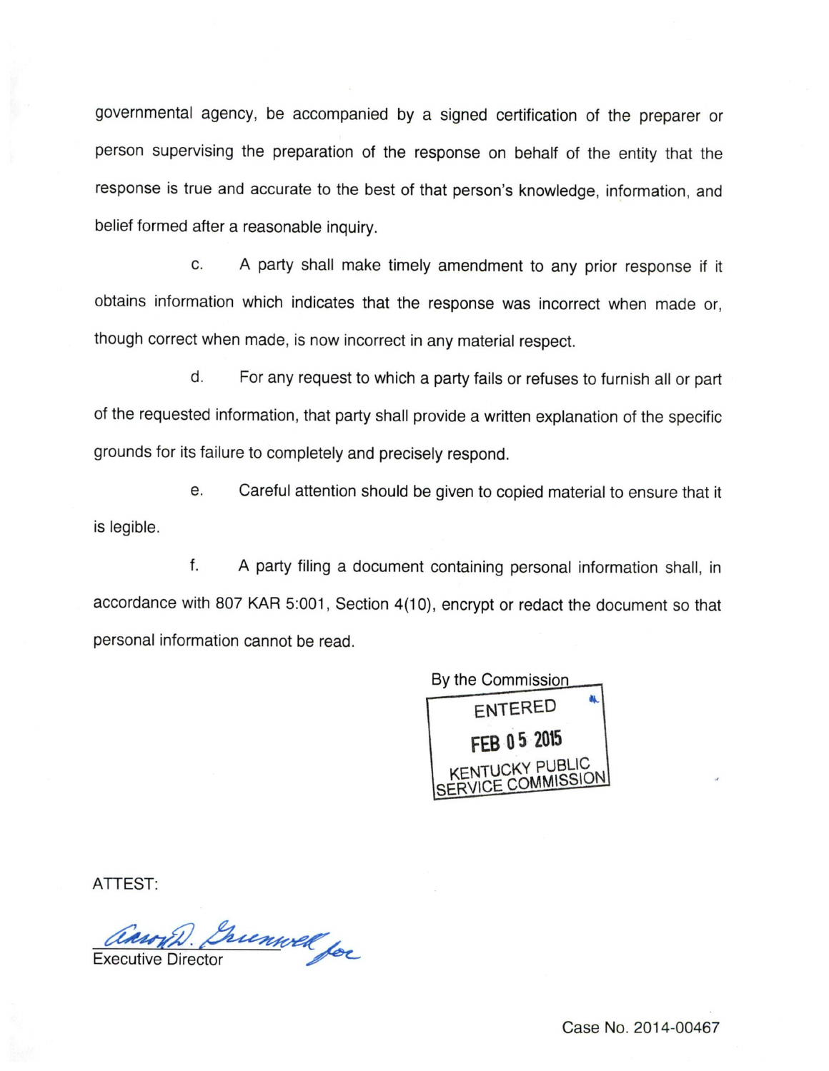governmental agency, be accompanied by a signed certification of the preparer or person supervising the preparation of the response on behalf of the entity that the response is true and accurate to the best of that person's knowledge, information, and belief formed after a reasonable inquiry.

c. A party shall make timely amendment to any prior response if it obtains information which indicates that the response was incorrect when made or, though correct when made, is now incorrect in any material respect.

d. For any request to which a party fails or refuses to furnish all or part of the requested information, that party shall provide a written explanation of the specific grounds for its failure to completely and precisely respond.

e. Careful attention should be given to copied material to ensure that it is legible.

f. A party filing a document containing personal information shall, in accordance with 807 KAR 5:001, Section 4(10), encrypt or redact the document so that personal information cannot be read.

By the Commission

ENTERED
FEB 05 2015
KENTUCKY PUBLIC
SERVICE COMMISSION

ATTEST:

Aaron D. Greenwell for
Executive Director

Case No. 2014-00467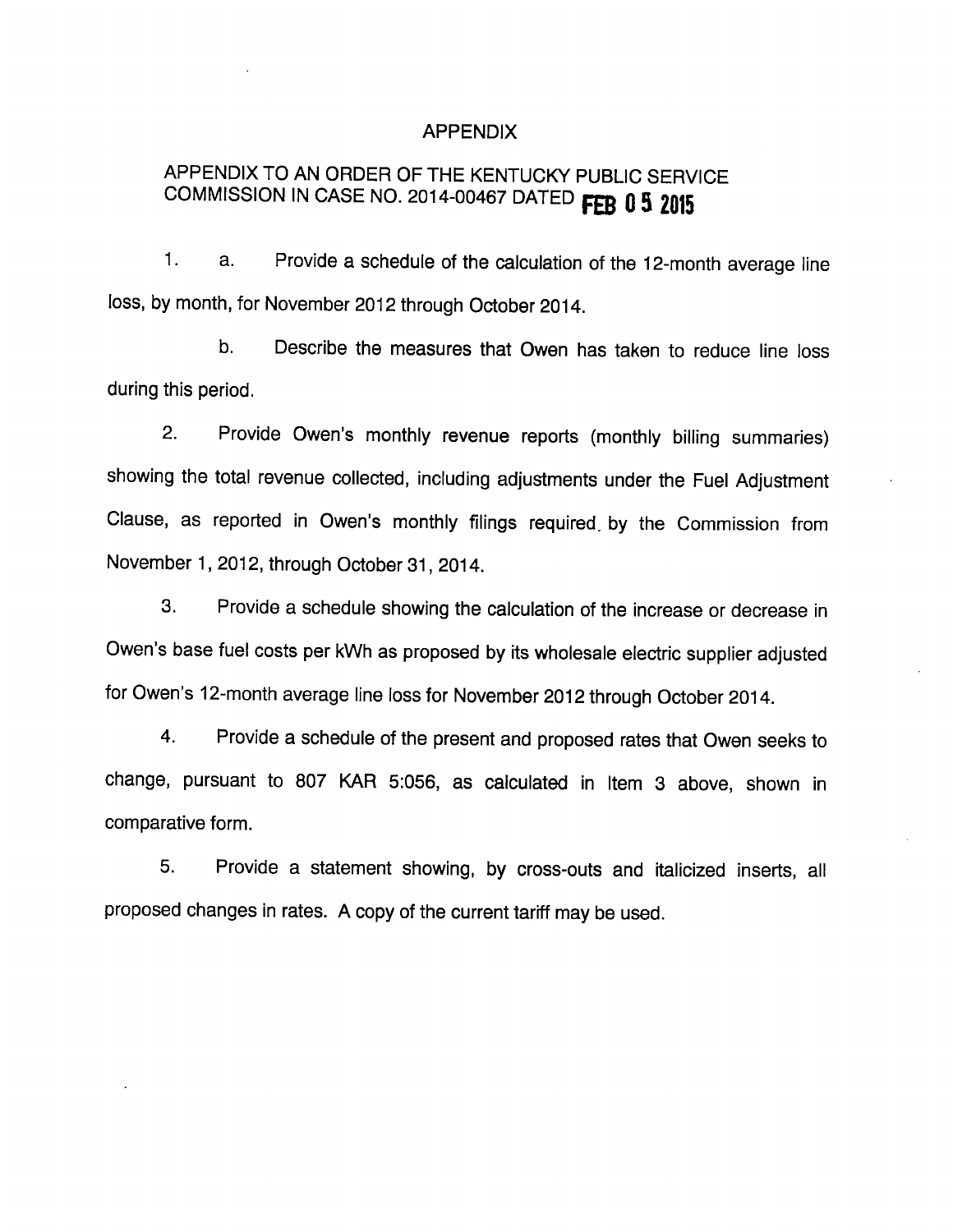# APPENDIX

## APPENDIX TO AN ORDER OF THE KENTUCKY PUBLIC SERVICE COMMISSION IN CASE NO. 2014-00467 DATED FEB 05 2015

1. a. Provide a schedule of the calculation of the 12-month average line loss, by month, for November 2012 through October 2014.

   b. Describe the measures that Owen has taken to reduce line loss during this period.

2. Provide Owen's monthly revenue reports (monthly billing summaries) showing the total revenue collected, including adjustments under the Fuel Adjustment Clause, as reported in Owen's monthly filings required by the Commission from November 1, 2012, through October 31, 2014.

3. Provide a schedule showing the calculation of the increase or decrease in Owen's base fuel costs per kWh as proposed by its wholesale electric supplier adjusted for Owen's 12-month average line loss for November 2012 through October 2014.

4. Provide a schedule of the present and proposed rates that Owen seeks to change, pursuant to 807 KAR 5:056, as calculated in Item 3 above, shown in comparative form.

5. Provide a statement showing, by cross-outs and italicized inserts, all proposed changes in rates. A copy of the current tariff may be used.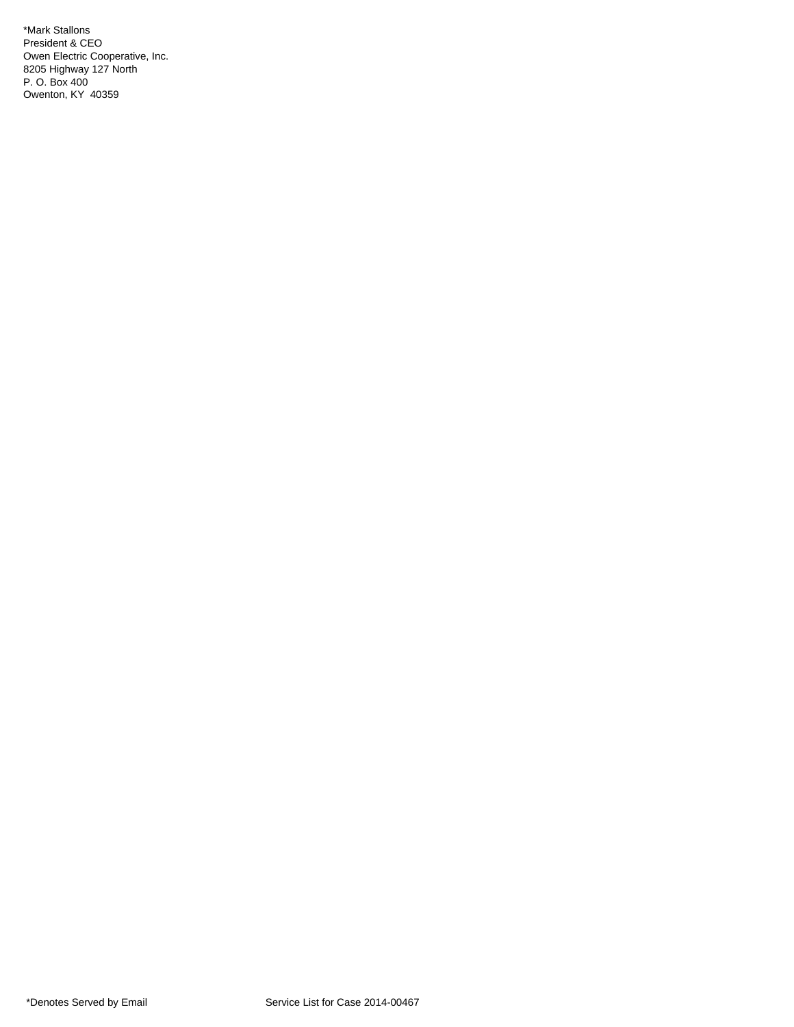*Mark Stallons
President & CEO
Owen Electric Cooperative, Inc.
8205 Highway 127 North
P. O. Box 400
Owenton, KY 40359